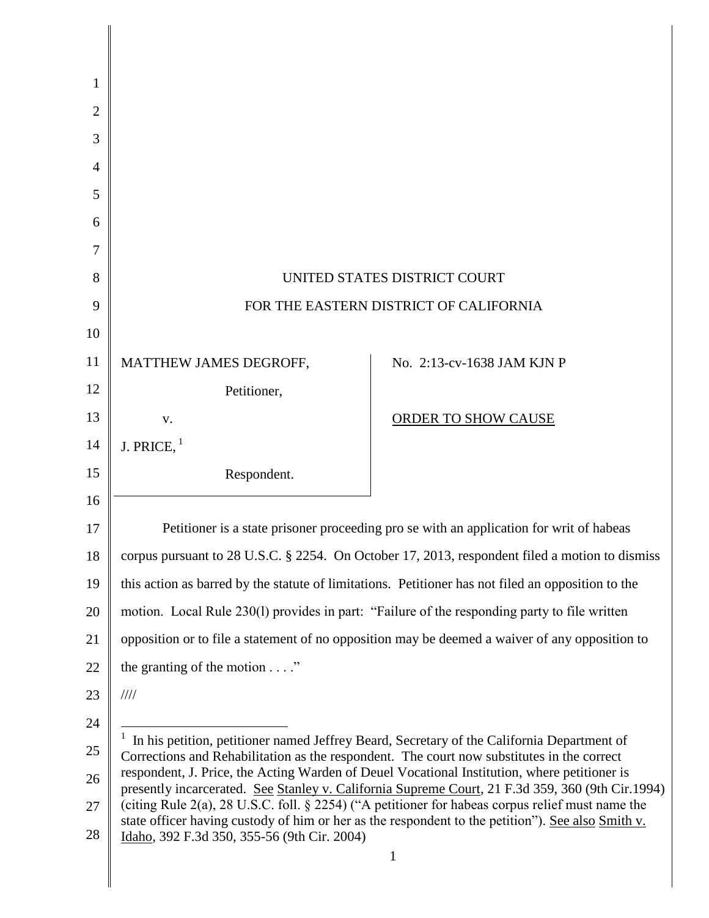UNITED STATES DISTRICT COURT

FOR THE EASTERN DISTRICT OF CALIFORNIA

| | |
|---|---|
| MATTHEW JAMES DEGROFF, Petitioner, v. J. PRICE,[1] Respondent. | No. 2:13-cv-1638 JAM KJN P ORDER TO SHOW CAUSE |

Petitioner is a state prisoner proceeding pro se with an application for writ of habeas corpus pursuant to 28 U.S.C. § 2254. On October 17, 2013, respondent filed a motion to dismiss this action as barred by the statute of limitations. Petitioner has not filed an opposition to the motion. Local Rule 230(l) provides in part: "Failure of the responding party to file written opposition or to file a statement of no opposition may be deemed a waiver of any opposition to the granting of the motion . . . ."

////

[1] In his petition, petitioner named Jeffrey Beard, Secretary of the California Department of Corrections and Rehabilitation as the respondent. The court now substitutes in the correct respondent, J. Price, the Acting Warden of Deuel Vocational Institution, where petitioner is presently incarcerated. See Stanley v. California Supreme Court, 21 F.3d 359, 360 (9th Cir.1994) (citing Rule 2(a), 28 U.S.C. foll. § 2254) ("A petitioner for habeas corpus relief must name the state officer having custody of him or her as the respondent to the petition"). See also Smith v. Idaho, 392 F.3d 350, 355-56 (9th Cir. 2004)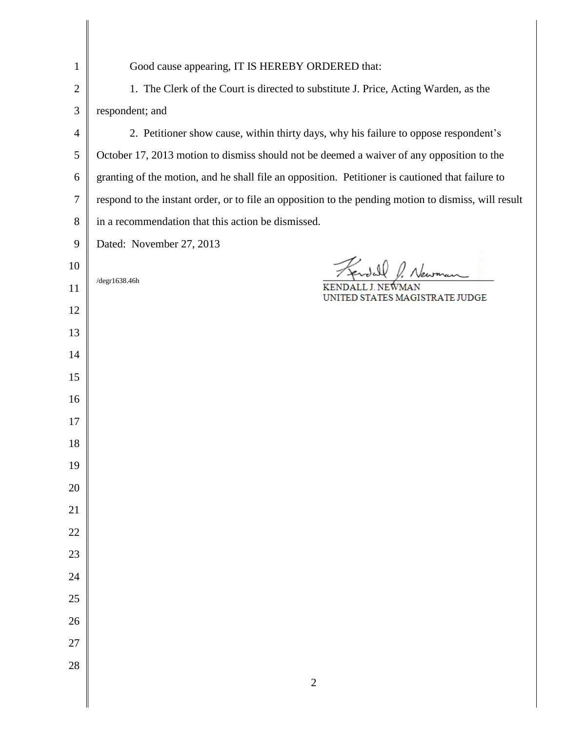Good cause appearing, IT IS HEREBY ORDERED that:

1. The Clerk of the Court is directed to substitute J. Price, Acting Warden, as the respondent; and

2. Petitioner show cause, within thirty days, why his failure to oppose respondent's October 17, 2013 motion to dismiss should not be deemed a waiver of any opposition to the granting of the motion, and he shall file an opposition. Petitioner is cautioned that failure to respond to the instant order, or to file an opposition to the pending motion to dismiss, will result in a recommendation that this action be dismissed.

Dated: November 27, 2013

/degr1638.46h

KENDALL J. NEWMAN
UNITED STATES MAGISTRATE JUDGE